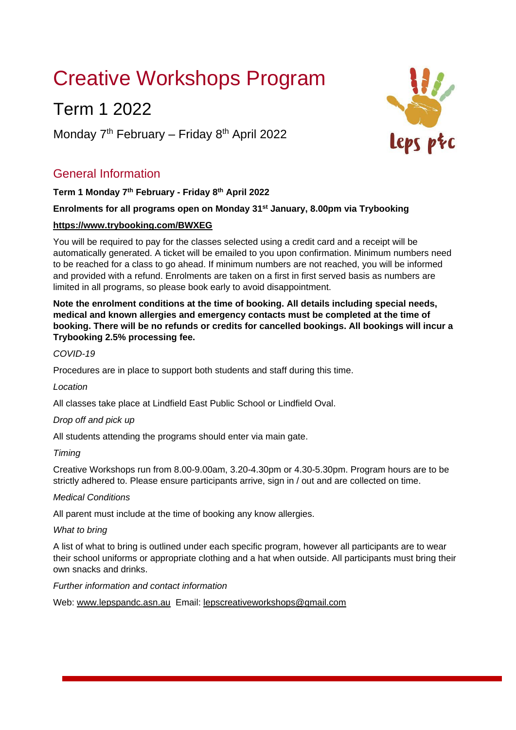# Creative Workshops Program

## Term 1 2022

Monday 7th February – Friday 8th April 2022

## General Information

**Term 1 Monday 7th February - Friday 8th April 2022**

**Enrolments for all programs open on Monday 31st January, 8.00pm via Trybooking**

**https://www.trybooking.com/BWXEG**

You will be required to pay for the classes selected using a credit card and a receipt will be automatically generated. A ticket will be emailed to you upon confirmation. Minimum numbers need to be reached for a class to go ahead. If minimum numbers are not reached, you will be informed and provided with a refund. Enrolments are taken on a first in first served basis as numbers are limited in all programs, so please book early to avoid disappointment.

**Note the enrolment conditions at the time of booking. All details including special needs, medical and known allergies and emergency contacts must be completed at the time of booking. There will be no refunds or credits for cancelled bookings. All bookings will incur a Trybooking 2.5% processing fee.**

*COVID-19*

Procedures are in place to support both students and staff during this time.

*Location*

All classes take place at Lindfield East Public School or Lindfield Oval.

*Drop off and pick up*

All students attending the programs should enter via main gate.

*Timing*

Creative Workshops run from 8.00-9.00am, 3.20-4.30pm or 4.30-5.30pm. Program hours are to be strictly adhered to. Please ensure participants arrive, sign in / out and are collected on time.

*Medical Conditions*

All parent must include at the time of booking any know allergies.

*What to bring*

A list of what to bring is outlined under each specific program, however all participants are to wear their school uniforms or appropriate clothing and a hat when outside. All participants must bring their own snacks and drinks.

*Further information and contact information*

Web: www.lepspandc.asn.au Email: lepscreativeworkshops@gmail.com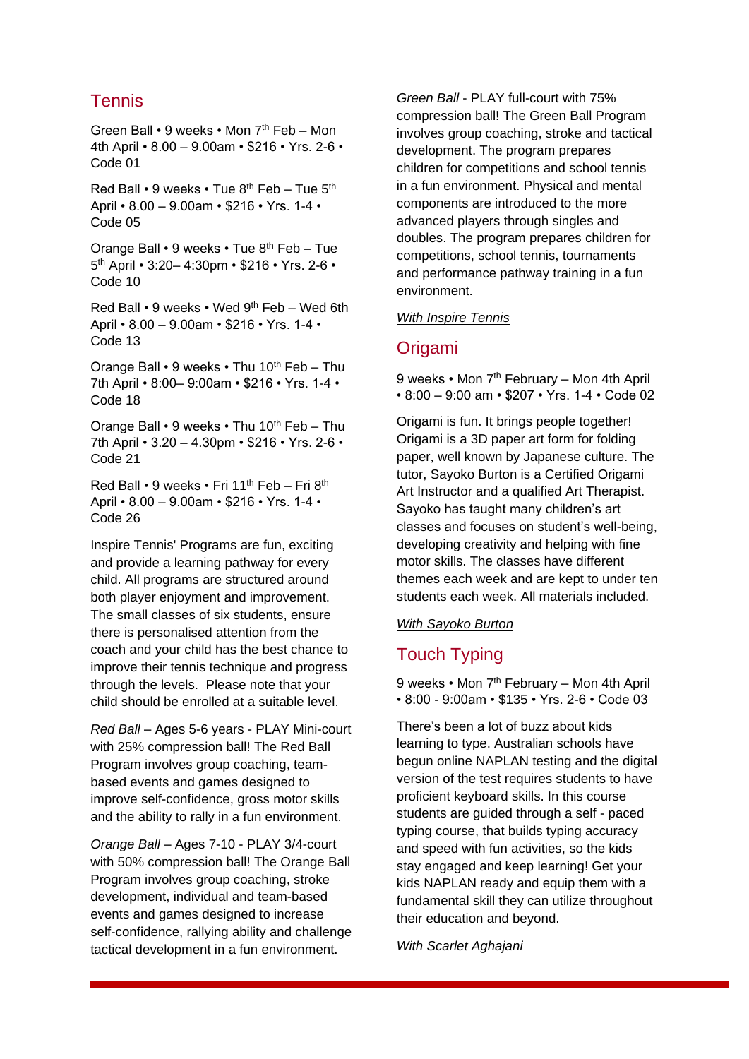## Tennis

Green Ball • 9 weeks • Mon 7th Feb – Mon 4th April • 8.00 – 9.00am • $216 • Yrs. 2-6 • Code 01

Red Ball • 9 weeks • Tue 8th Feb – Tue 5th April • 8.00 – 9.00am • $216 • Yrs. 1-4 • Code 05

Orange Ball • 9 weeks • Tue 8th Feb – Tue 5th April • 3:20– 4:30pm • $216 • Yrs. 2-6 • Code 10

Red Ball • 9 weeks • Wed 9th Feb – Wed 6th April • 8.00 – 9.00am • $216 • Yrs. 1-4 • Code 13

Orange Ball • 9 weeks • Thu 10th Feb – Thu 7th April • 8:00– 9:00am • $216 • Yrs. 1-4 • Code 18

Orange Ball • 9 weeks • Thu 10th Feb – Thu 7th April • 3.20 – 4.30pm • $216 • Yrs. 2-6 • Code 21

Red Ball • 9 weeks • Fri 11th Feb – Fri 8th April • 8.00 – 9.00am • $216 • Yrs. 1-4 • Code 26

Inspire Tennis' Programs are fun, exciting and provide a learning pathway for every child. All programs are structured around both player enjoyment and improvement. The small classes of six students, ensure there is personalised attention from the coach and your child has the best chance to improve their tennis technique and progress through the levels. Please note that your child should be enrolled at a suitable level.

*Red Ball* – Ages 5-6 years - PLAY Mini-court with 25% compression ball! The Red Ball Program involves group coaching, team-based events and games designed to improve self-confidence, gross motor skills and the ability to rally in a fun environment.

*Orange Ball* – Ages 7-10 - PLAY 3/4-court with 50% compression ball! The Orange Ball Program involves group coaching, stroke development, individual and team-based events and games designed to increase self-confidence, rallying ability and challenge tactical development in a fun environment.

*Green Ball* - PLAY full-court with 75% compression ball! The Green Ball Program involves group coaching, stroke and tactical development. The program prepares children for competitions and school tennis in a fun environment. Physical and mental components are introduced to the more advanced players through singles and doubles. The program prepares children for competitions, school tennis, tournaments and performance pathway training in a fun environment.

*With Inspire Tennis*

## Origami

9 weeks • Mon 7th February – Mon 4th April • 8:00 – 9:00 am • $207 • Yrs. 1-4 • Code 02

Origami is fun. It brings people together! Origami is a 3D paper art form for folding paper, well known by Japanese culture. The tutor, Sayoko Burton is a Certified Origami Art Instructor and a qualified Art Therapist. Sayoko has taught many children's art classes and focuses on student's well-being, developing creativity and helping with fine motor skills. The classes have different themes each week and are kept to under ten students each week. All materials included.

*With Sayoko Burton*

## Touch Typing

9 weeks • Mon 7th February – Mon 4th April • 8:00 - 9:00am • $135 • Yrs. 2-6 • Code 03

There's been a lot of buzz about kids learning to type. Australian schools have begun online NAPLAN testing and the digital version of the test requires students to have proficient keyboard skills. In this course students are guided through a self - paced typing course, that builds typing accuracy and speed with fun activities, so the kids stay engaged and keep learning! Get your kids NAPLAN ready and equip them with a fundamental skill they can utilize throughout their education and beyond.

*With Scarlet Aghajani*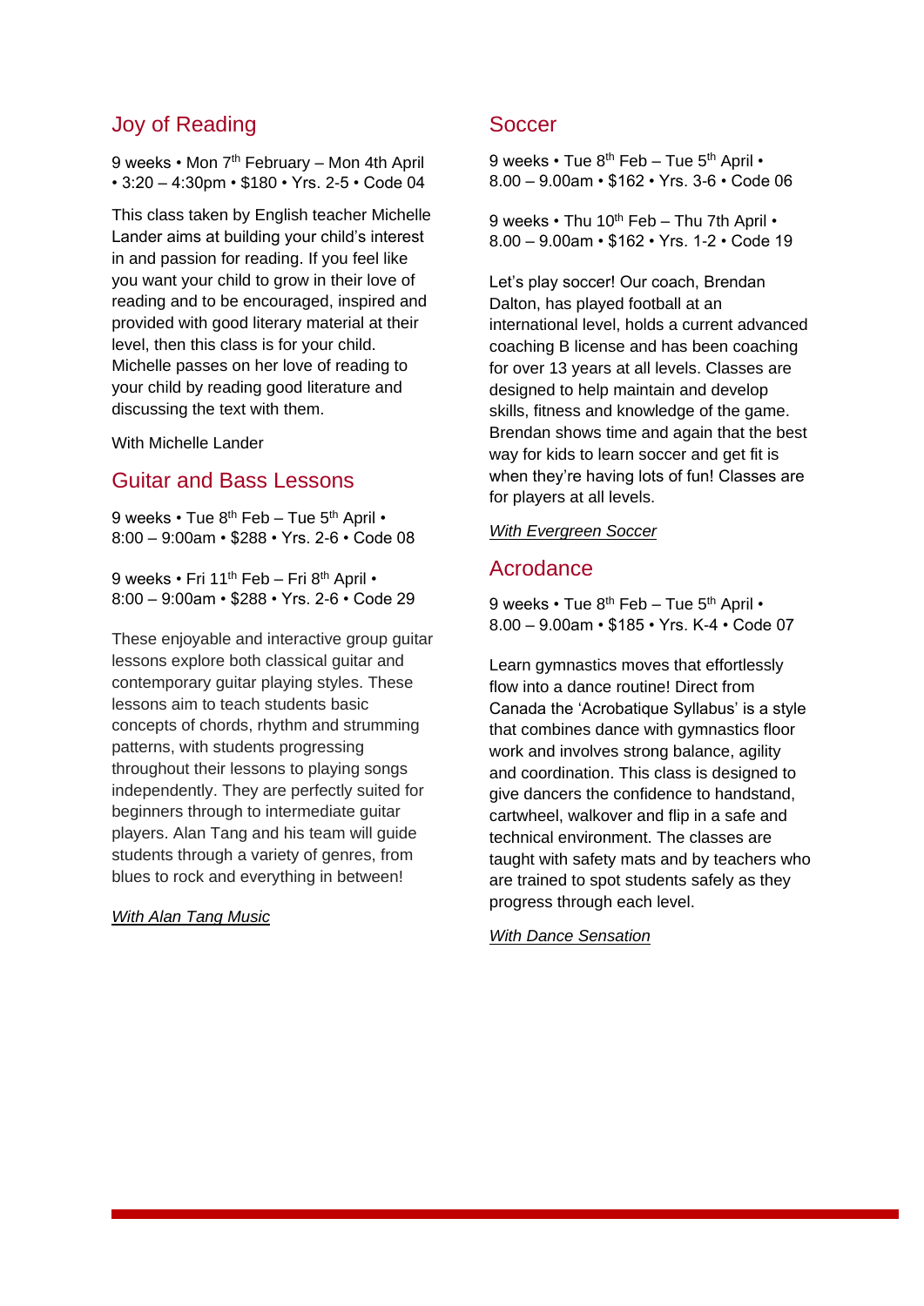## Joy of Reading

9 weeks • Mon 7th February – Mon 4th April • 3:20 – 4:30pm • $180 • Yrs. 2-5 • Code 04

This class taken by English teacher Michelle Lander aims at building your child's interest in and passion for reading. If you feel like you want your child to grow in their love of reading and to be encouraged, inspired and provided with good literary material at their level, then this class is for your child. Michelle passes on her love of reading to your child by reading good literature and discussing the text with them.

With Michelle Lander

## Guitar and Bass Lessons

9 weeks • Tue 8th Feb – Tue 5th April • 8:00 – 9:00am • $288 • Yrs. 2-6 • Code 08

9 weeks • Fri 11th Feb – Fri 8th April • 8:00 – 9:00am • $288 • Yrs. 2-6 • Code 29

These enjoyable and interactive group guitar lessons explore both classical guitar and contemporary guitar playing styles. These lessons aim to teach students basic concepts of chords, rhythm and strumming patterns, with students progressing throughout their lessons to playing songs independently. They are perfectly suited for beginners through to intermediate guitar players. Alan Tang and his team will guide students through a variety of genres, from blues to rock and everything in between!

*With Alan Tang Music*

## Soccer

9 weeks • Tue 8th Feb – Tue 5th April • 8.00 – 9.00am • $162 • Yrs. 3-6 • Code 06

9 weeks • Thu 10th Feb – Thu 7th April • 8.00 – 9.00am • $162 • Yrs. 1-2 • Code 19

Let's play soccer! Our coach, Brendan Dalton, has played football at an international level, holds a current advanced coaching B license and has been coaching for over 13 years at all levels. Classes are designed to help maintain and develop skills, fitness and knowledge of the game. Brendan shows time and again that the best way for kids to learn soccer and get fit is when they're having lots of fun! Classes are for players at all levels.

*With Evergreen Soccer*

## Acrodance

9 weeks • Tue 8th Feb – Tue 5th April • 8.00 – 9.00am • $185 • Yrs. K-4 • Code 07

Learn gymnastics moves that effortlessly flow into a dance routine! Direct from Canada the 'Acrobatique Syllabus' is a style that combines dance with gymnastics floor work and involves strong balance, agility and coordination. This class is designed to give dancers the confidence to handstand, cartwheel, walkover and flip in a safe and technical environment. The classes are taught with safety mats and by teachers who are trained to spot students safely as they progress through each level.

*With Dance Sensation*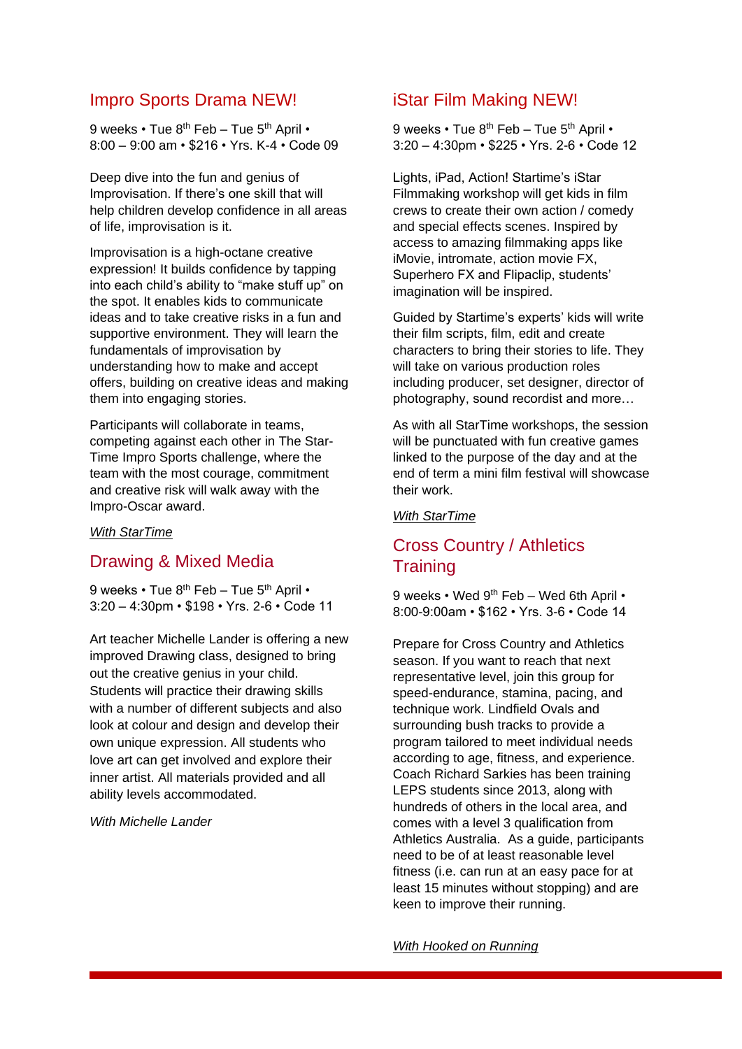## Impro Sports Drama NEW!

9 weeks • Tue 8th Feb – Tue 5th April • 8:00 – 9:00 am • $216 • Yrs. K-4 • Code 09

Deep dive into the fun and genius of Improvisation. If there's one skill that will help children develop confidence in all areas of life, improvisation is it.

Improvisation is a high-octane creative expression! It builds confidence by tapping into each child's ability to "make stuff up" on the spot. It enables kids to communicate ideas and to take creative risks in a fun and supportive environment. They will learn the fundamentals of improvisation by understanding how to make and accept offers, building on creative ideas and making them into engaging stories.

Participants will collaborate in teams, competing against each other in The Star-Time Impro Sports challenge, where the team with the most courage, commitment and creative risk will walk away with the Impro-Oscar award.

*With StarTime*

## Drawing & Mixed Media

9 weeks • Tue 8th Feb – Tue 5th April • 3:20 – 4:30pm • $198 • Yrs. 2-6 • Code 11

Art teacher Michelle Lander is offering a new improved Drawing class, designed to bring out the creative genius in your child. Students will practice their drawing skills with a number of different subjects and also look at colour and design and develop their own unique expression. All students who love art can get involved and explore their inner artist. All materials provided and all ability levels accommodated.

*With Michelle Lander*

## iStar Film Making NEW!

9 weeks • Tue 8th Feb – Tue 5th April • 3:20 – 4:30pm • $225 • Yrs. 2-6 • Code 12

Lights, iPad, Action! Startime's iStar Filmmaking workshop will get kids in film crews to create their own action / comedy and special effects scenes. Inspired by access to amazing filmmaking apps like iMovie, intromate, action movie FX, Superhero FX and Flipaclip, students' imagination will be inspired.

Guided by Startime's experts' kids will write their film scripts, film, edit and create characters to bring their stories to life. They will take on various production roles including producer, set designer, director of photography, sound recordist and more…

As with all StarTime workshops, the session will be punctuated with fun creative games linked to the purpose of the day and at the end of term a mini film festival will showcase their work.

*With StarTime*

## Cross Country / Athletics Training

9 weeks • Wed 9th Feb – Wed 6th April • 8:00-9:00am • $162 • Yrs. 3-6 • Code 14

Prepare for Cross Country and Athletics season. If you want to reach that next representative level, join this group for speed-endurance, stamina, pacing, and technique work. Lindfield Ovals and surrounding bush tracks to provide a program tailored to meet individual needs according to age, fitness, and experience. Coach Richard Sarkies has been training LEPS students since 2013, along with hundreds of others in the local area, and comes with a level 3 qualification from Athletics Australia. As a guide, participants need to be of at least reasonable level fitness (i.e. can run at an easy pace for at least 15 minutes without stopping) and are keen to improve their running.

*With Hooked on Running*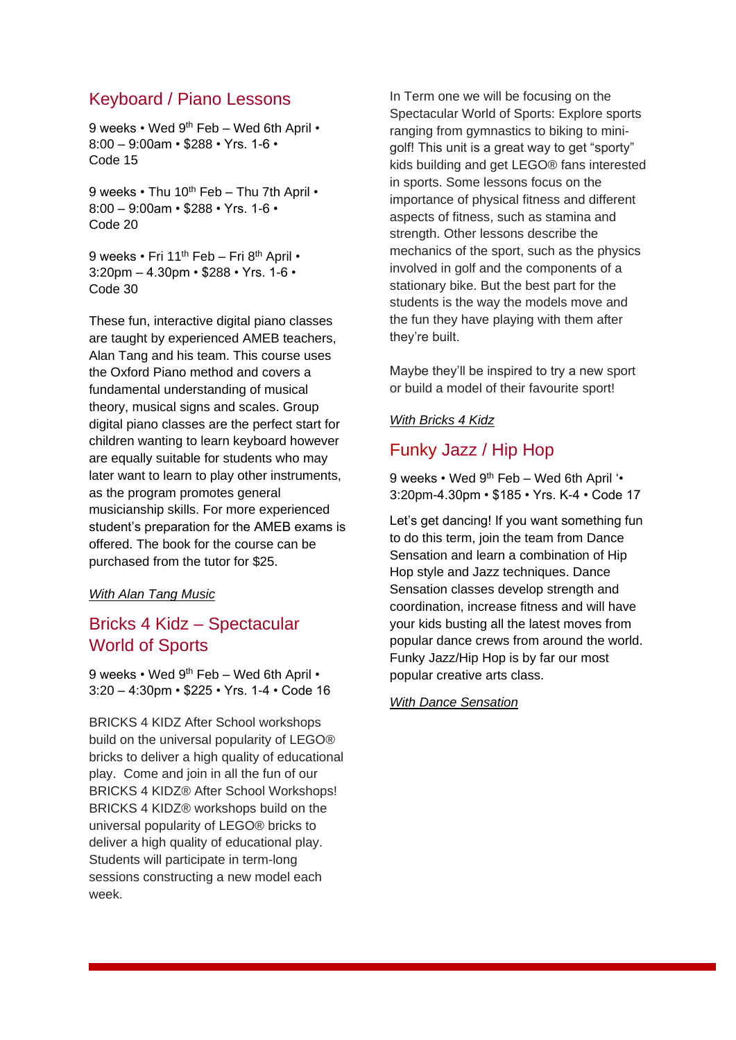## Keyboard / Piano Lessons

9 weeks • Wed 9th Feb – Wed 6th April • 8:00 – 9:00am • $288 • Yrs. 1-6 • Code 15

9 weeks • Thu 10th Feb – Thu 7th April • 8:00 – 9:00am • $288 • Yrs. 1-6 • Code 20

9 weeks • Fri 11th Feb – Fri 8th April • 3:20pm – 4.30pm • $288 • Yrs. 1-6 • Code 30

These fun, interactive digital piano classes are taught by experienced AMEB teachers, Alan Tang and his team. This course uses the Oxford Piano method and covers a fundamental understanding of musical theory, musical signs and scales. Group digital piano classes are the perfect start for children wanting to learn keyboard however are equally suitable for students who may later want to learn to play other instruments, as the program promotes general musicianship skills. For more experienced student's preparation for the AMEB exams is offered. The book for the course can be purchased from the tutor for $25.

*With Alan Tang Music*

## Bricks 4 Kidz – Spectacular World of Sports

9 weeks • Wed 9th Feb – Wed 6th April • 3:20 – 4:30pm • $225 • Yrs. 1-4 • Code 16

BRICKS 4 KIDZ After School workshops build on the universal popularity of LEGO® bricks to deliver a high quality of educational play. Come and join in all the fun of our BRICKS 4 KIDZ® After School Workshops! BRICKS 4 KIDZ® workshops build on the universal popularity of LEGO® bricks to deliver a high quality of educational play. Students will participate in term-long sessions constructing a new model each week.

In Term one we will be focusing on the Spectacular World of Sports: Explore sports ranging from gymnastics to biking to mini-golf! This unit is a great way to get "sporty" kids building and get LEGO® fans interested in sports. Some lessons focus on the importance of physical fitness and different aspects of fitness, such as stamina and strength. Other lessons describe the mechanics of the sport, such as the physics involved in golf and the components of a stationary bike. But the best part for the students is the way the models move and the fun they have playing with them after they're built.

Maybe they'll be inspired to try a new sport or build a model of their favourite sport!

*With Bricks 4 Kidz*

## Funky Jazz / Hip Hop

9 weeks • Wed 9th Feb – Wed 6th April '• 3:20pm-4.30pm • $185 • Yrs. K-4 • Code 17

Let's get dancing! If you want something fun to do this term, join the team from Dance Sensation and learn a combination of Hip Hop style and Jazz techniques. Dance Sensation classes develop strength and coordination, increase fitness and will have your kids busting all the latest moves from popular dance crews from around the world. Funky Jazz/Hip Hop is by far our most popular creative arts class.

*With Dance Sensation*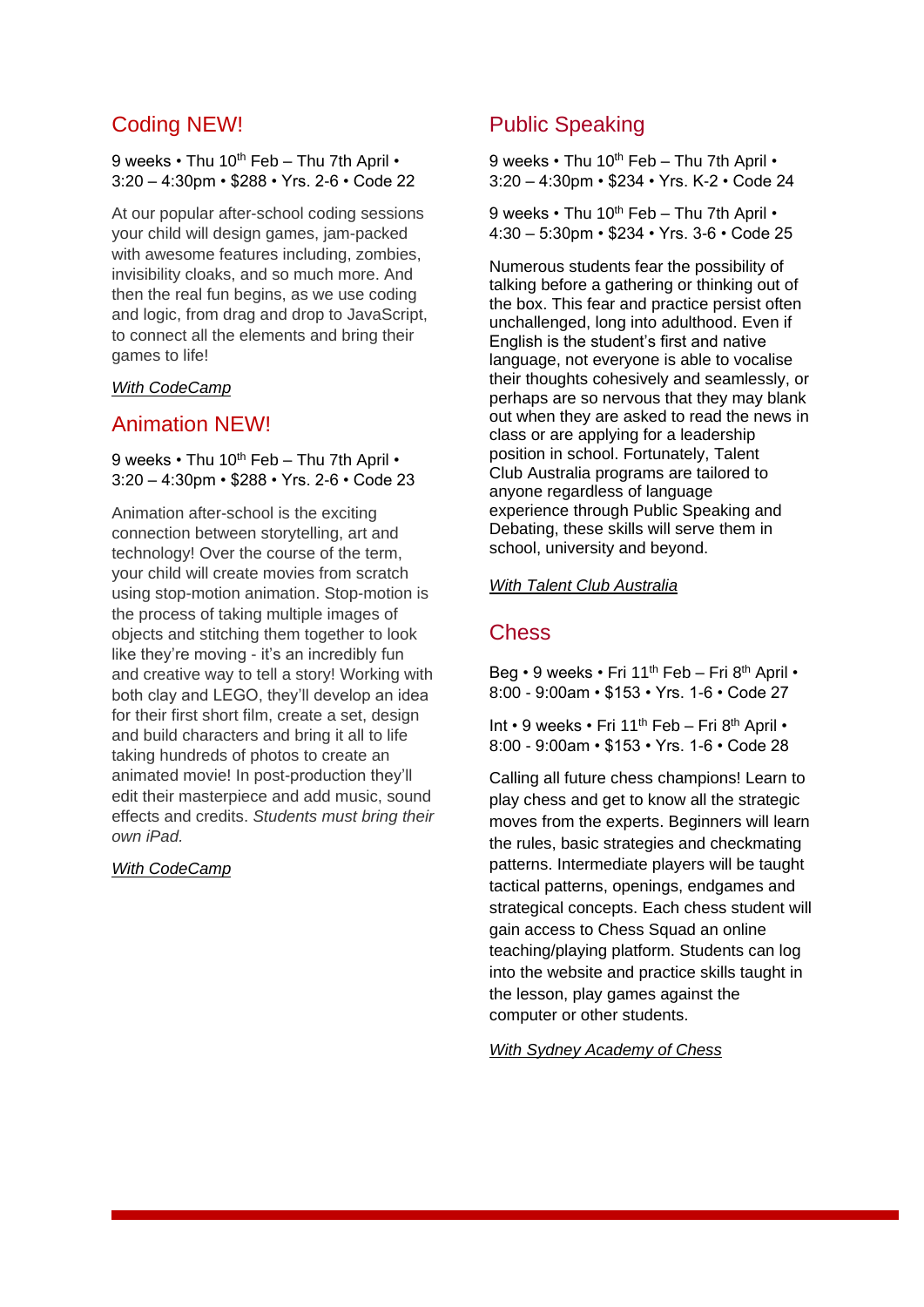## Coding NEW!

9 weeks • Thu 10th Feb – Thu 7th April • 3:20 – 4:30pm • $288 • Yrs. 2-6 • Code 22

At our popular after-school coding sessions your child will design games, jam-packed with awesome features including, zombies, invisibility cloaks, and so much more. And then the real fun begins, as we use coding and logic, from drag and drop to JavaScript, to connect all the elements and bring their games to life!

*With CodeCamp*

## Animation NEW!

9 weeks • Thu 10th Feb – Thu 7th April • 3:20 – 4:30pm • $288 • Yrs. 2-6 • Code 23

Animation after-school is the exciting connection between storytelling, art and technology! Over the course of the term, your child will create movies from scratch using stop-motion animation. Stop-motion is the process of taking multiple images of objects and stitching them together to look like they're moving - it's an incredibly fun and creative way to tell a story! Working with both clay and LEGO, they'll develop an idea for their first short film, create a set, design and build characters and bring it all to life taking hundreds of photos to create an animated movie! In post-production they'll edit their masterpiece and add music, sound effects and credits. *Students must bring their own iPad.*

*With CodeCamp*

## Public Speaking

9 weeks • Thu 10th Feb – Thu 7th April • 3:20 – 4:30pm • $234 • Yrs. K-2 • Code 24

9 weeks • Thu 10th Feb – Thu 7th April • 4:30 – 5:30pm • $234 • Yrs. 3-6 • Code 25

Numerous students fear the possibility of talking before a gathering or thinking out of the box. This fear and practice persist often unchallenged, long into adulthood. Even if English is the student's first and native language, not everyone is able to vocalise their thoughts cohesively and seamlessly, or perhaps are so nervous that they may blank out when they are asked to read the news in class or are applying for a leadership position in school. Fortunately, Talent Club Australia programs are tailored to anyone regardless of language experience through Public Speaking and Debating, these skills will serve them in school, university and beyond.

*With Talent Club Australia*

## Chess

Beg • 9 weeks • Fri 11th Feb – Fri 8th April • 8:00 - 9:00am • $153 • Yrs. 1-6 • Code 27

Int • 9 weeks • Fri 11th Feb – Fri 8th April • 8:00 - 9:00am • $153 • Yrs. 1-6 • Code 28

Calling all future chess champions! Learn to play chess and get to know all the strategic moves from the experts. Beginners will learn the rules, basic strategies and checkmating patterns. Intermediate players will be taught tactical patterns, openings, endgames and strategical concepts. Each chess student will gain access to Chess Squad an online teaching/playing platform. Students can log into the website and practice skills taught in the lesson, play games against the computer or other students.

*With Sydney Academy of Chess*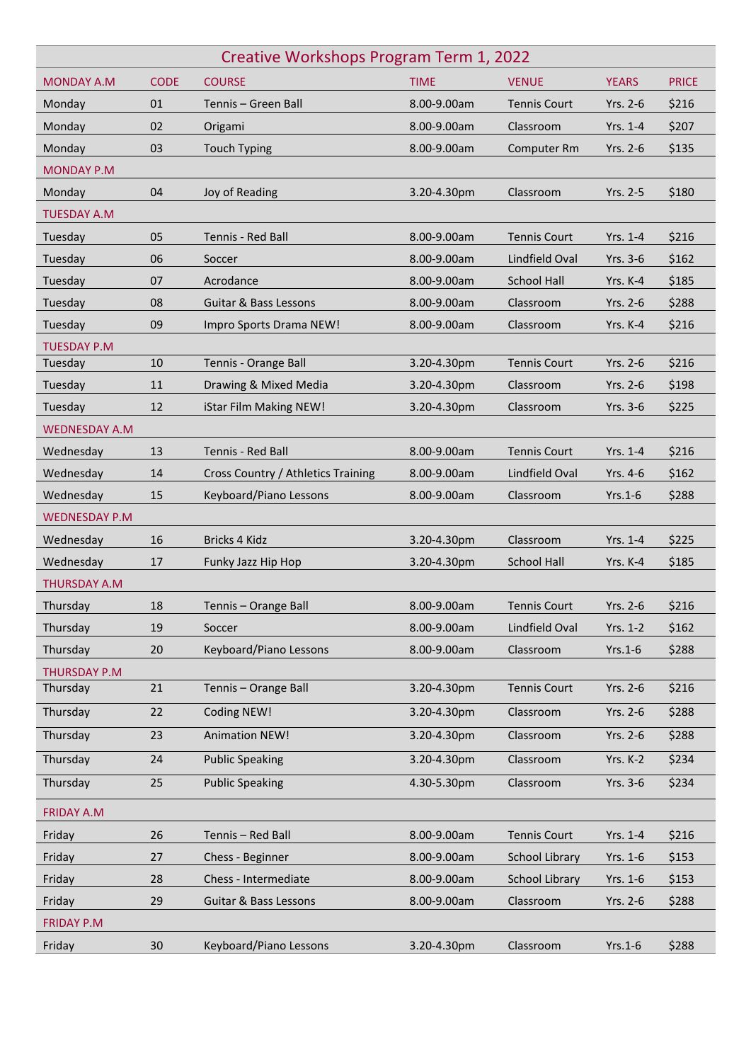# Creative Workshops Program Term 1, 2022

| MONDAY A.M | CODE | COURSE | TIME | VENUE | YEARS | PRICE |
|---|---|---|---|---|---|---|
| Monday | 01 | Tennis – Green Ball | 8.00-9.00am | Tennis Court | Yrs. 2-6 | $216 |
| Monday | 02 | Origami | 8.00-9.00am | Classroom | Yrs. 1-4 | $207 |
| Monday | 03 | Touch Typing | 8.00-9.00am | Computer Rm | Yrs. 2-6 | $135 |
| MONDAY P.M | | | | | | |
| Monday | 04 | Joy of Reading | 3.20-4.30pm | Classroom | Yrs. 2-5 | $180 |
| TUESDAY A.M | | | | | | |
| Tuesday | 05 | Tennis - Red Ball | 8.00-9.00am | Tennis Court | Yrs. 1-4 | $216 |
| Tuesday | 06 | Soccer | 8.00-9.00am | Lindfield Oval | Yrs. 3-6 | $162 |
| Tuesday | 07 | Acrodance | 8.00-9.00am | School Hall | Yrs. K-4 | $185 |
| Tuesday | 08 | Guitar & Bass Lessons | 8.00-9.00am | Classroom | Yrs. 2-6 | $288 |
| Tuesday | 09 | Impro Sports Drama NEW! | 8.00-9.00am | Classroom | Yrs. K-4 | $216 |
| TUESDAY P.M | | | | | | |
| Tuesday | 10 | Tennis - Orange Ball | 3.20-4.30pm | Tennis Court | Yrs. 2-6 | $216 |
| Tuesday | 11 | Drawing & Mixed Media | 3.20-4.30pm | Classroom | Yrs. 2-6 | $198 |
| Tuesday | 12 | iStar Film Making NEW! | 3.20-4.30pm | Classroom | Yrs. 3-6 | $225 |
| WEDNESDAY A.M | | | | | | |
| Wednesday | 13 | Tennis - Red Ball | 8.00-9.00am | Tennis Court | Yrs. 1-4 | $216 |
| Wednesday | 14 | Cross Country / Athletics Training | 8.00-9.00am | Lindfield Oval | Yrs. 4-6 | $162 |
| Wednesday | 15 | Keyboard/Piano Lessons | 8.00-9.00am | Classroom | Yrs.1-6 | $288 |
| WEDNESDAY P.M | | | | | | |
| Wednesday | 16 | Bricks 4 Kidz | 3.20-4.30pm | Classroom | Yrs. 1-4 | $225 |
| Wednesday | 17 | Funky Jazz Hip Hop | 3.20-4.30pm | School Hall | Yrs. K-4 | $185 |
| THURSDAY A.M | | | | | | |
| Thursday | 18 | Tennis – Orange Ball | 8.00-9.00am | Tennis Court | Yrs. 2-6 | $216 |
| Thursday | 19 | Soccer | 8.00-9.00am | Lindfield Oval | Yrs. 1-2 | $162 |
| Thursday | 20 | Keyboard/Piano Lessons | 8.00-9.00am | Classroom | Yrs.1-6 | $288 |
| THURSDAY P.M | | | | | | |
| Thursday | 21 | Tennis – Orange Ball | 3.20-4.30pm | Tennis Court | Yrs. 2-6 | $216 |
| Thursday | 22 | Coding NEW! | 3.20-4.30pm | Classroom | Yrs. 2-6 | $288 |
| Thursday | 23 | Animation NEW! | 3.20-4.30pm | Classroom | Yrs. 2-6 | $288 |
| Thursday | 24 | Public Speaking | 3.20-4.30pm | Classroom | Yrs. K-2 | $234 |
| Thursday | 25 | Public Speaking | 4.30-5.30pm | Classroom | Yrs. 3-6 | $234 |
| FRIDAY A.M | | | | | | |
| Friday | 26 | Tennis – Red Ball | 8.00-9.00am | Tennis Court | Yrs. 1-4 | $216 |
| Friday | 27 | Chess - Beginner | 8.00-9.00am | School Library | Yrs. 1-6 | $153 |
| Friday | 28 | Chess - Intermediate | 8.00-9.00am | School Library | Yrs. 1-6 | $153 |
| Friday | 29 | Guitar & Bass Lessons | 8.00-9.00am | Classroom | Yrs. 2-6 | $288 |
| FRIDAY P.M | | | | | | |
| Friday | 30 | Keyboard/Piano Lessons | 3.20-4.30pm | Classroom | Yrs.1-6 | $288 |